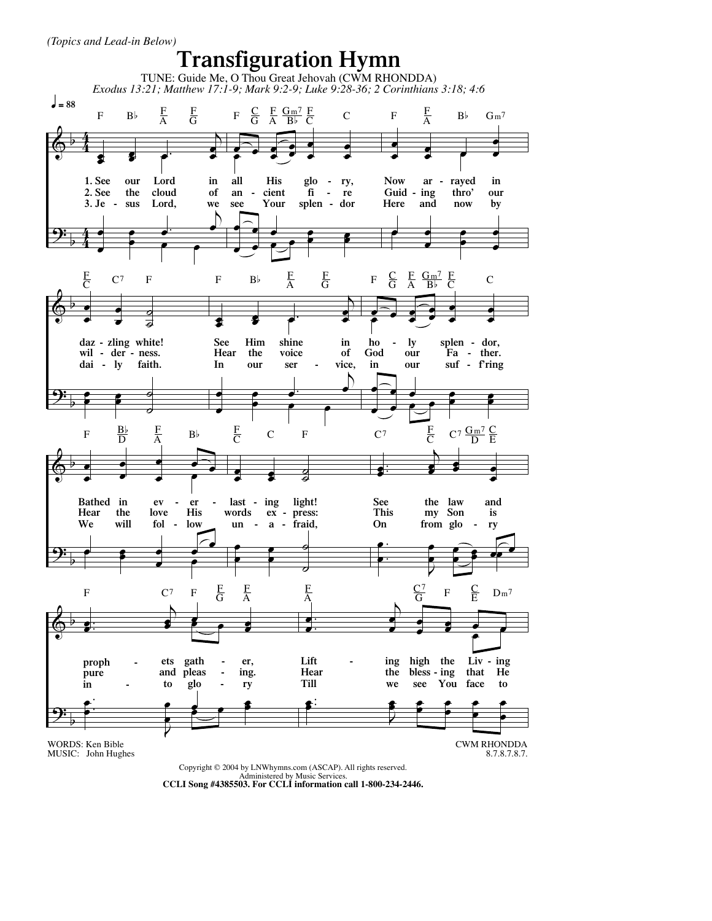*(Topics and Lead-in Below)*

# Transfiguration Hymn

TUNE: Guide Me, O Thou Great Jehovah (CWM RHONDDA)

*Exodus 13:21; Matthew 17:1-9; Mark 9:2-9; Luke 9:28-36; 2 Corinthians 3:18; 4:6*

♩ = 88

1. See our Lord in all His glo - ry, Now ar - rayed in daz - zling white! See Him shine in ho - ly splen - dor, Bathed in ev - er - last - ing light! See the law and proph - ets gath - er, Lift - ing high the Liv - ing
2. See the cloud of an - cient fi - re Guid - ing thro' our wil - der - ness. Hear the voice of God our Fa - ther. Hear the love His words ex - press: This my Son is pure and pleas - ing. Hear the bless - ing that He
3. Je - sus Lord, we see Your splen - dor Here and now by dai - ly faith. In our ser - vice, in our suf - f'ring We will fol - low un - a - fraid, On from glo - ry in - to glo - ry Till we see You face to

WORDS: Ken Bible
MUSIC: John Hughes

CWM RHONDDA
8.7.8.7.8.7.

Copyright © 2004 by LNWhymns.com (ASCAP). All rights reserved.
Administered by Music Services.
**CCLI Song #4385503. For CCLI information call 1-800-234-2446.**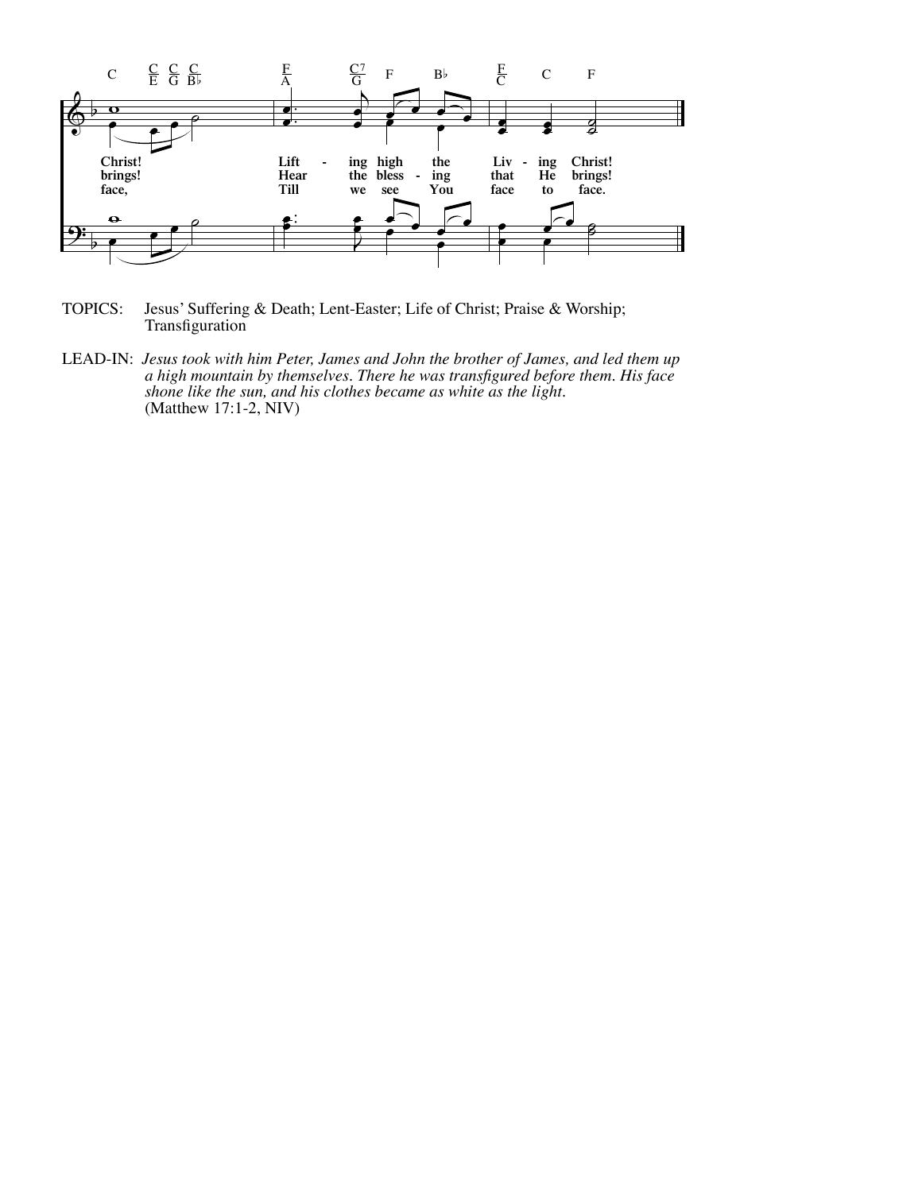TOPICS: Jesus' Suffering & Death; Lent-Easter; Life of Christ; Praise & Worship; Transfiguration

LEAD-IN: *Jesus took with him Peter, James and John the brother of James, and led them up a high mountain by themselves. There he was transfigured before them. His face shone like the sun, and his clothes became as white as the light.* (Matthew 17:1-2, NIV)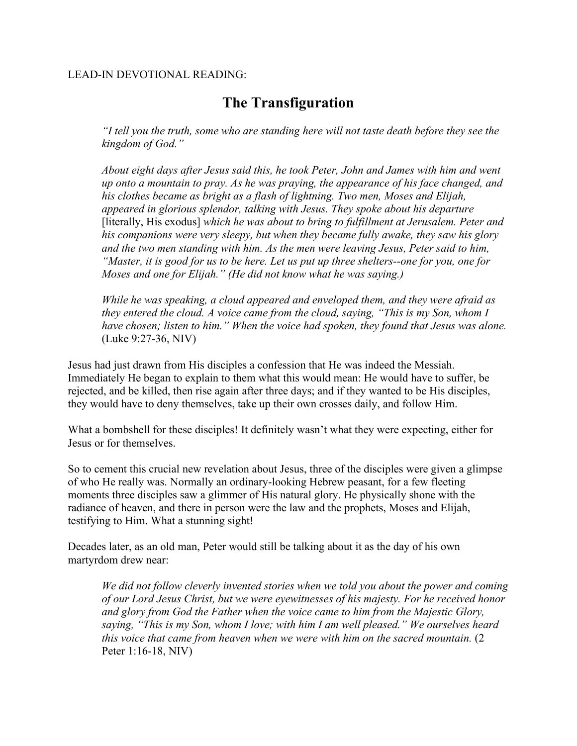LEAD-IN DEVOTIONAL READING:

# The Transfiguration

> *"I tell you the truth, some who are standing here will not taste death before they see the kingdom of God."*
>
> *About eight days after Jesus said this, he took Peter, John and James with him and went up onto a mountain to pray. As he was praying, the appearance of his face changed, and his clothes became as bright as a flash of lightning. Two men, Moses and Elijah, appeared in glorious splendor, talking with Jesus. They spoke about his departure* [literally, His exodus] *which he was about to bring to fulfillment at Jerusalem. Peter and his companions were very sleepy, but when they became fully awake, they saw his glory and the two men standing with him. As the men were leaving Jesus, Peter said to him, "Master, it is good for us to be here. Let us put up three shelters--one for you, one for Moses and one for Elijah." (He did not know what he was saying.)*
>
> *While he was speaking, a cloud appeared and enveloped them, and they were afraid as they entered the cloud. A voice came from the cloud, saying, "This is my Son, whom I have chosen; listen to him." When the voice had spoken, they found that Jesus was alone.* (Luke 9:27-36, NIV)

Jesus had just drawn from His disciples a confession that He was indeed the Messiah. Immediately He began to explain to them what this would mean: He would have to suffer, be rejected, and be killed, then rise again after three days; and if they wanted to be His disciples, they would have to deny themselves, take up their own crosses daily, and follow Him.

What a bombshell for these disciples! It definitely wasn't what they were expecting, either for Jesus or for themselves.

So to cement this crucial new revelation about Jesus, three of the disciples were given a glimpse of who He really was. Normally an ordinary-looking Hebrew peasant, for a few fleeting moments three disciples saw a glimmer of His natural glory. He physically shone with the radiance of heaven, and there in person were the law and the prophets, Moses and Elijah, testifying to Him. What a stunning sight!

Decades later, as an old man, Peter would still be talking about it as the day of his own martyrdom drew near:

> *We did not follow cleverly invented stories when we told you about the power and coming of our Lord Jesus Christ, but we were eyewitnesses of his majesty. For he received honor and glory from God the Father when the voice came to him from the Majestic Glory, saying, "This is my Son, whom I love; with him I am well pleased." We ourselves heard this voice that came from heaven when we were with him on the sacred mountain.* (2 Peter 1:16-18, NIV)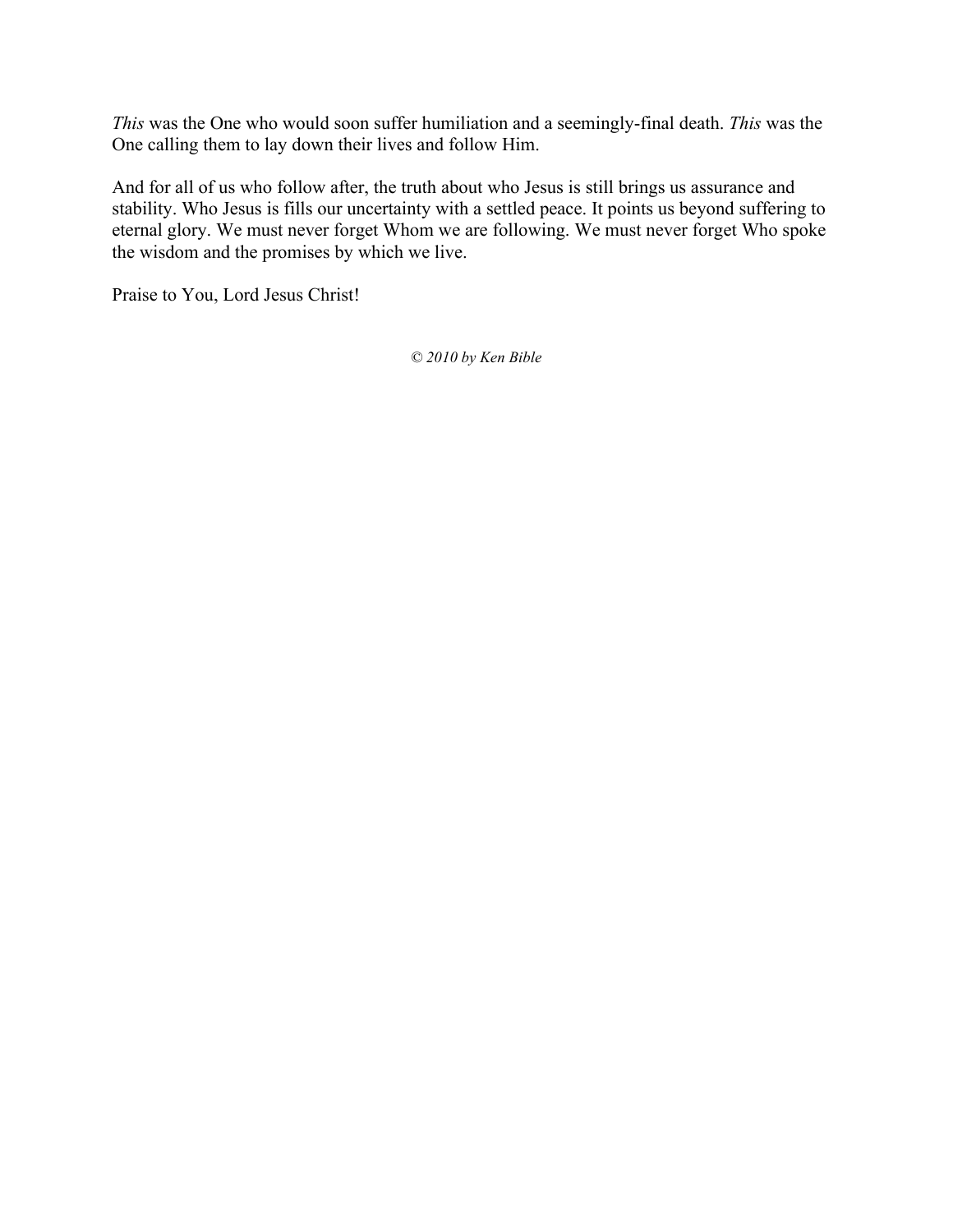*This* was the One who would soon suffer humiliation and a seemingly-final death. *This* was the One calling them to lay down their lives and follow Him.

And for all of us who follow after, the truth about who Jesus is still brings us assurance and stability. Who Jesus is fills our uncertainty with a settled peace. It points us beyond suffering to eternal glory. We must never forget Whom we are following. We must never forget Who spoke the wisdom and the promises by which we live.

Praise to You, Lord Jesus Christ!

*© 2010 by Ken Bible*